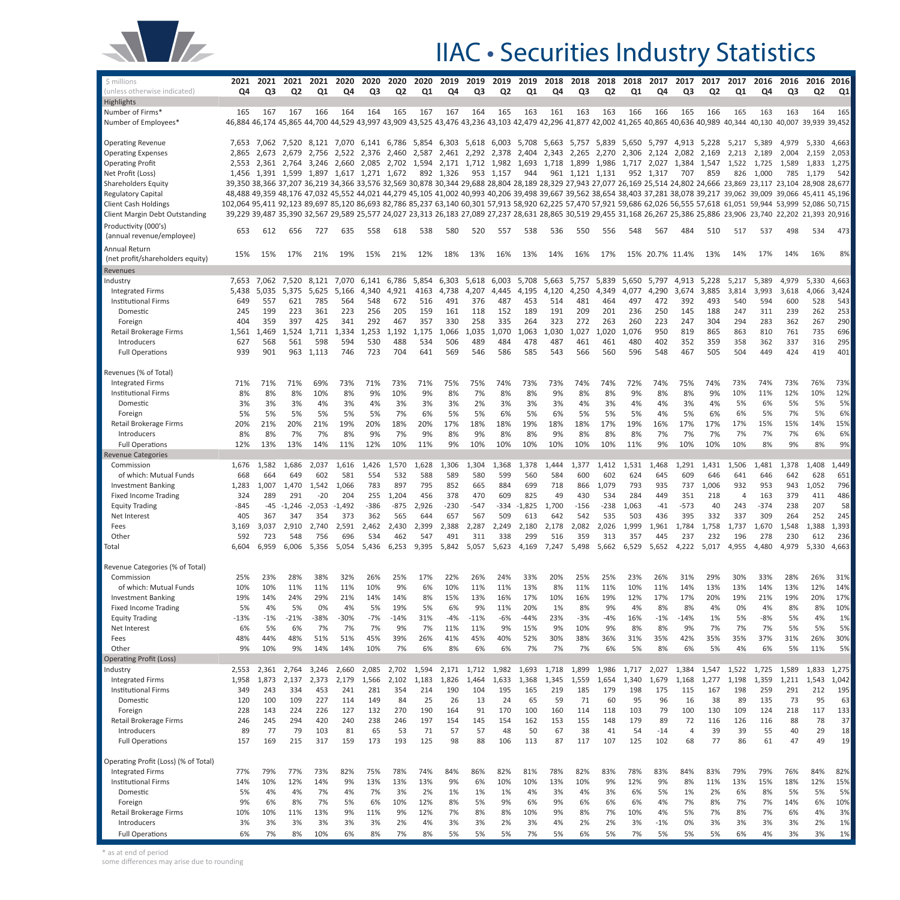# IIAC • Securities Industry Statistics

| $ millions (unless otherwise indicated) | 2021 Q4 | 2021 Q3 | 2021 Q2 | 2021 Q1 | 2020 Q4 | 2020 Q3 | 2020 Q2 | 2020 Q1 | 2019 Q4 | 2019 Q3 | 2019 Q2 | 2019 Q1 | 2018 Q4 | 2018 Q3 | 2018 Q2 | 2018 Q1 | 2017 Q4 | 2017 Q3 | 2017 Q2 | 2017 Q1 | 2016 Q4 | 2016 Q3 | 2016 Q2 | 2016 Q1 |
|---|---|---|---|---|---|---|---|---|---|---|---|---|---|---|---|---|---|---|---|---|---|---|---|---|
| **Highlights** | | | | | | | | | | | | | | | | | | | | | | | | |
| Number of Firms* | 165 | 167 | 167 | 166 | 164 | 164 | 165 | 167 | 167 | 164 | 165 | 163 | 161 | 163 | 163 | 166 | 166 | 165 | 166 | 165 | 163 | 163 | 164 | 165 |
| Number of Employees* | 46,884 | 46,174 | 45,865 | 44,700 | 44,529 | 43,997 | 43,909 | 43,525 | 43,476 | 43,236 | 43,103 | 42,479 | 42,296 | 41,877 | 42,002 | 41,265 | 40,865 | 40,636 | 40,989 | 40,344 | 40,130 | 40,007 | 39,939 | 39,452 |
| Operating Revenue | 7,653 | 7,062 | 7,520 | 8,121 | 7,070 | 6,141 | 6,786 | 5,854 | 6,303 | 5,618 | 6,003 | 5,708 | 5,663 | 5,757 | 5,839 | 5,650 | 5,797 | 4,913 | 5,228 | 5,217 | 5,389 | 4,979 | 5,330 | 4,663 |
| Operating Expenses | 2,865 | 2,673 | 2,679 | 2,756 | 2,522 | 2,376 | 2,460 | 2,587 | 2,461 | 2,292 | 2,378 | 2,404 | 2,343 | 2,265 | 2,270 | 2,306 | 2,124 | 2,082 | 2,169 | 2,213 | 2,189 | 2,004 | 2,159 | 2,053 |
| Operating Profit | 2,553 | 2,361 | 2,764 | 3,246 | 2,660 | 2,085 | 2,702 | 1,594 | 2,171 | 1,712 | 1,982 | 1,693 | 1,718 | 1,899 | 1,986 | 1,717 | 2,027 | 1,384 | 1,547 | 1,522 | 1,725 | 1,589 | 1,833 | 1,275 |
| Net Profit (Loss) | 1,456 | 1,391 | 1,599 | 1,897 | 1,617 | 1,271 | 1,672 | 892 | 1,326 | 953 | 1,157 | 944 | 961 | 1,121 | 1,131 | 952 | 1,317 | 707 | 859 | 826 | 1,000 | 785 | 1,179 | 542 |
| Shareholders Equity | 39,350 | 38,366 | 37,207 | 36,219 | 34,366 | 33,576 | 32,569 | 30,878 | 30,344 | 29,688 | 28,804 | 28,189 | 28,329 | 27,943 | 27,077 | 26,169 | 25,514 | 24,802 | 24,666 | 23,869 | 23,117 | 23,104 | 28,908 | 28,677 |
| Regulatory Capital | 48,488 | 49,359 | 48,176 | 47,032 | 45,552 | 44,021 | 44,279 | 45,105 | 41,002 | 40,993 | 40,206 | 39,498 | 39,667 | 39,562 | 38,654 | 38,403 | 37,281 | 38,078 | 39,217 | 39,062 | 39,009 | 39,066 | 45,411 | 45,196 |
| Client Cash Holdings | 102,064 | 95,411 | 92,123 | 89,697 | 85,120 | 86,693 | 82,786 | 85,237 | 63,140 | 60,301 | 57,913 | 58,920 | 62,225 | 57,470 | 57,921 | 59,686 | 62,026 | 56,555 | 57,618 | 61,051 | 59,944 | 53,999 | 52,086 | 50,715 |
| Client Margin Debt Outstanding | 39,229 | 39,487 | 35,390 | 32,567 | 29,589 | 25,577 | 24,027 | 23,313 | 26,183 | 27,089 | 27,237 | 28,631 | 28,865 | 30,519 | 29,455 | 31,168 | 26,267 | 25,386 | 25,886 | 23,906 | 23,740 | 22,202 | 21,393 | 20,916 |
| Productivity (000's) (annual revenue/employee) | 653 | 612 | 656 | 727 | 635 | 558 | 618 | 538 | 580 | 520 | 557 | 538 | 536 | 550 | 556 | 548 | 567 | 484 | 510 | 517 | 537 | 498 | 534 | 473 |
| Annual Return (net profit/shareholders equity) | 15% | 15% | 17% | 21% | 19% | 15% | 21% | 12% | 18% | 13% | 16% | 13% | 14% | 16% | 17% | 15% | 20.7% | 11.4% | 13% | 14% | 17% | 14% | 16% | 8% |
| **Revenues** | | | | | | | | | | | | | | | | | | | | | | | | |
| Industry | 7,653 | 7,062 | 7,520 | 8,121 | 7,070 | 6,141 | 6,786 | 5,854 | 6,303 | 5,618 | 6,003 | 5,708 | 5,663 | 5,757 | 5,839 | 5,650 | 5,797 | 4,913 | 5,228 | 5,217 | 5,389 | 4,979 | 5,330 | 4,663 |
| Integrated Firms | 5,438 | 5,035 | 5,375 | 5,625 | 5,166 | 4,340 | 4,921 | 4163 | 4,738 | 4,207 | 4,445 | 4,195 | 4,120 | 4,250 | 4,349 | 4,077 | 4,290 | 3,674 | 3,885 | 3,814 | 3,993 | 3,618 | 4,066 | 3,424 |
| Institutional Firms | 649 | 557 | 621 | 785 | 564 | 548 | 672 | 516 | 491 | 376 | 487 | 453 | 514 | 481 | 464 | 497 | 472 | 392 | 493 | 540 | 594 | 600 | 528 | 543 |
| Domestic | 245 | 199 | 223 | 361 | 223 | 256 | 205 | 159 | 161 | 118 | 152 | 189 | 191 | 209 | 201 | 236 | 250 | 145 | 188 | 247 | 311 | 239 | 262 | 253 |
| Foreign | 404 | 359 | 397 | 425 | 341 | 292 | 467 | 357 | 330 | 258 | 335 | 264 | 323 | 272 | 263 | 260 | 223 | 247 | 304 | 294 | 283 | 362 | 267 | 290 |
| Retail Brokerage Firms | 1,561 | 1,469 | 1,524 | 1,711 | 1,334 | 1,253 | 1,192 | 1,175 | 1,066 | 1,035 | 1,070 | 1,063 | 1,030 | 1,027 | 1,020 | 1,076 | 950 | 819 | 865 | 863 | 810 | 761 | 735 | 696 |
| Introducers | 627 | 568 | 561 | 598 | 594 | 530 | 488 | 534 | 506 | 489 | 484 | 478 | 487 | 461 | 461 | 480 | 402 | 352 | 359 | 358 | 362 | 337 | 316 | 295 |
| Full Operations | 939 | 901 | 963 | 1,113 | 746 | 723 | 704 | 641 | 569 | 546 | 586 | 585 | 543 | 566 | 560 | 596 | 548 | 467 | 505 | 504 | 449 | 424 | 419 | 401 |
| **Revenues (% of Total)** | | | | | | | | | | | | | | | | | | | | | | | | |
| Integrated Firms | 71% | 71% | 71% | 69% | 73% | 71% | 73% | 71% | 75% | 75% | 74% | 73% | 73% | 74% | 74% | 72% | 74% | 75% | 74% | 73% | 74% | 73% | 76% | 73% |
| Institutional Firms | 8% | 8% | 8% | 10% | 8% | 9% | 10% | 9% | 8% | 7% | 8% | 8% | 9% | 8% | 8% | 9% | 8% | 8% | 9% | 10% | 11% | 12% | 10% | 12% |
| Domestic | 3% | 3% | 3% | 4% | 3% | 4% | 3% | 3% | 3% | 2% | 3% | 3% | 3% | 4% | 3% | 4% | 4% | 3% | 4% | 5% | 6% | 5% | 5% | 5% |
| Foreign | 5% | 5% | 5% | 5% | 5% | 5% | 7% | 6% | 5% | 5% | 6% | 5% | 6% | 5% | 5% | 5% | 4% | 5% | 6% | 6% | 5% | 7% | 5% | 6% |
| Retail Brokerage Firms | 20% | 21% | 20% | 21% | 19% | 20% | 18% | 20% | 17% | 18% | 18% | 19% | 18% | 18% | 17% | 19% | 16% | 17% | 17% | 17% | 15% | 15% | 14% | 15% |
| Introducers | 8% | 8% | 7% | 7% | 8% | 9% | 7% | 9% | 8% | 9% | 8% | 8% | 9% | 8% | 8% | 8% | 7% | 7% | 7% | 7% | 7% | 7% | 6% | 6% |
| Full Operations | 12% | 13% | 13% | 14% | 11% | 12% | 10% | 11% | 9% | 10% | 10% | 10% | 10% | 10% | 10% | 11% | 9% | 10% | 10% | 10% | 8% | 9% | 8% | 9% |
| **Revenue Categories** | | | | | | | | | | | | | | | | | | | | | | | | |
| Commission | 1,676 | 1,582 | 1,686 | 2,037 | 1,616 | 1,426 | 1,570 | 1,628 | 1,306 | 1,304 | 1,368 | 1,378 | 1,444 | 1,377 | 1,412 | 1,531 | 1,468 | 1,291 | 1,431 | 1,506 | 1,481 | 1,378 | 1,408 | 1,449 |
| of which: Mutual Funds | 668 | 664 | 649 | 602 | 581 | 554 | 532 | 588 | 589 | 580 | 599 | 560 | 584 | 600 | 602 | 624 | 645 | 609 | 646 | 641 | 646 | 642 | 628 | 651 |
| Investment Banking | 1,283 | 1,007 | 1,470 | 1,542 | 1,066 | 783 | 897 | 795 | 852 | 665 | 884 | 699 | 718 | 866 | 1,079 | 793 | 935 | 737 | 1,006 | 932 | 953 | 943 | 1,052 | 796 |
| Fixed Income Trading | 324 | 289 | 291 | -20 | 204 | 255 | 1,204 | 456 | 378 | 470 | 609 | 825 | 49 | 430 | 534 | 284 | 449 | 351 | 218 | 4 | 163 | 379 | 411 | 486 |
| Equity Trading | -845 | -45 | -1,246 | -2,053 | -1,492 | -386 | -875 | 2,926 | -230 | -547 | -334 | -1,825 | 1,700 | -156 | -238 | 1,063 | -41 | -573 | 40 | 243 | -374 | 238 | 207 | 58 |
| Net Interest | 405 | 367 | 347 | 354 | 373 | 362 | 565 | 644 | 657 | 567 | 509 | 613 | 642 | 542 | 535 | 503 | 436 | 395 | 332 | 337 | 309 | 264 | 252 | 245 |
| Fees | 3,169 | 3,037 | 2,910 | 2,740 | 2,591 | 2,462 | 2,430 | 2,399 | 2,388 | 2,287 | 2,249 | 2,180 | 2,178 | 2,082 | 2,026 | 1,999 | 1,961 | 1,784 | 1,758 | 1,737 | 1,670 | 1,548 | 1,388 | 1,393 |
| Other | 592 | 723 | 548 | 756 | 696 | 534 | 462 | 547 | 491 | 311 | 338 | 299 | 516 | 359 | 313 | 357 | 445 | 237 | 232 | 196 | 278 | 230 | 612 | 236 |
| Total | 6,604 | 6,959 | 6,006 | 5,356 | 5,054 | 5,436 | 6,253 | 9,395 | 5,842 | 5,057 | 5,623 | 4,169 | 7,247 | 5,498 | 5,662 | 6,529 | 5,652 | 4,222 | 5,017 | 4,955 | 4,480 | 4,979 | 5,330 | 4,663 |
| **Revenue Categories (% of Total)** | | | | | | | | | | | | | | | | | | | | | | | | |
| Commission | 25% | 23% | 28% | 38% | 32% | 26% | 25% | 17% | 22% | 26% | 24% | 33% | 20% | 25% | 25% | 23% | 26% | 31% | 29% | 30% | 33% | 28% | 26% | 31% |
| of which: Mutual Funds | 10% | 10% | 11% | 11% | 11% | 10% | 9% | 6% | 10% | 11% | 11% | 13% | 8% | 11% | 11% | 10% | 11% | 14% | 13% | 13% | 14% | 13% | 12% | 14% |
| Investment Banking | 19% | 14% | 24% | 29% | 21% | 14% | 14% | 8% | 15% | 13% | 16% | 17% | 10% | 16% | 19% | 12% | 17% | 17% | 20% | 19% | 21% | 19% | 20% | 17% |
| Fixed Income Trading | 5% | 4% | 5% | 0% | 4% | 5% | 19% | 5% | 6% | 9% | 11% | 20% | 1% | 8% | 9% | 4% | 8% | 8% | 4% | 0% | 4% | 8% | 8% | 10% |
| Equity Trading | -13% | -1% | -21% | -38% | -30% | -7% | -14% | 31% | -4% | -11% | -6% | -44% | 23% | -3% | -4% | 16% | -1% | -14% | 1% | 5% | -8% | 5% | 4% | 1% |
| Net Interest | 6% | 5% | 6% | 7% | 7% | 7% | 9% | 7% | 11% | 11% | 9% | 15% | 9% | 10% | 9% | 8% | 8% | 9% | 7% | 7% | 7% | 5% | 5% | 5% |
| Fees | 48% | 44% | 48% | 51% | 51% | 45% | 39% | 26% | 41% | 45% | 40% | 52% | 30% | 38% | 36% | 31% | 35% | 42% | 35% | 35% | 37% | 31% | 26% | 30% |
| Other | 9% | 10% | 9% | 14% | 14% | 10% | 7% | 6% | 8% | 6% | 6% | 7% | 7% | 7% | 6% | 5% | 8% | 6% | 5% | 4% | 6% | 5% | 11% | 5% |
| **Operating Profit (Loss)** | | | | | | | | | | | | | | | | | | | | | | | | |
| Industry | 2,553 | 2,361 | 2,764 | 3,246 | 2,660 | 2,085 | 2,702 | 1,594 | 2,171 | 1,712 | 1,982 | 1,693 | 1,718 | 1,899 | 1,986 | 1,717 | 2,027 | 1,384 | 1,547 | 1,522 | 1,725 | 1,589 | 1,833 | 1,275 |
| Integrated Firms | 1,958 | 1,873 | 2,137 | 2,373 | 2,179 | 1,566 | 2,102 | 1,183 | 1,826 | 1,464 | 1,633 | 1,368 | 1,345 | 1,559 | 1,654 | 1,340 | 1,679 | 1,168 | 1,277 | 1,198 | 1,359 | 1,211 | 1,543 | 1,042 |
| Institutional Firms | 349 | 243 | 334 | 453 | 241 | 281 | 354 | 214 | 190 | 104 | 195 | 165 | 219 | 185 | 179 | 198 | 175 | 115 | 167 | 198 | 259 | 291 | 212 | 195 |
| Domestic | 120 | 100 | 109 | 227 | 114 | 149 | 84 | 25 | 26 | 13 | 24 | 65 | 59 | 71 | 60 | 95 | 96 | 16 | 38 | 89 | 135 | 73 | 95 | 63 |
| Foreign | 228 | 143 | 224 | 226 | 127 | 132 | 270 | 190 | 164 | 91 | 170 | 100 | 160 | 114 | 118 | 103 | 79 | 100 | 130 | 109 | 124 | 218 | 117 | 133 |
| Retail Brokerage Firms | 246 | 245 | 294 | 420 | 240 | 238 | 246 | 197 | 154 | 145 | 154 | 162 | 153 | 155 | 148 | 179 | 89 | 72 | 116 | 126 | 116 | 88 | 78 | 37 |
| Introducers | 89 | 77 | 79 | 103 | 81 | 65 | 53 | 71 | 57 | 57 | 48 | 50 | 67 | 38 | 41 | 54 | -14 | 4 | 39 | 39 | 55 | 40 | 29 | 18 |
| Full Operations | 157 | 169 | 215 | 317 | 159 | 173 | 193 | 125 | 98 | 88 | 106 | 113 | 87 | 117 | 107 | 125 | 102 | 68 | 77 | 86 | 61 | 47 | 49 | 19 |
| **Operating Profit (Loss) (% of Total)** | | | | | | | | | | | | | | | | | | | | | | | | |
| Integrated Firms | 77% | 79% | 77% | 73% | 82% | 75% | 78% | 74% | 84% | 86% | 82% | 81% | 78% | 82% | 83% | 78% | 83% | 84% | 83% | 79% | 79% | 76% | 84% | 82% |
| Institutional Firms | 14% | 10% | 12% | 14% | 9% | 13% | 13% | 13% | 9% | 6% | 10% | 10% | 13% | 10% | 9% | 12% | 9% | 8% | 11% | 13% | 15% | 18% | 12% | 15% |
| Domestic | 5% | 4% | 4% | 7% | 4% | 7% | 3% | 2% | 1% | 1% | 1% | 4% | 3% | 4% | 3% | 6% | 5% | 1% | 2% | 6% | 8% | 5% | 5% | 5% |
| Foreign | 9% | 6% | 8% | 7% | 5% | 6% | 10% | 12% | 8% | 5% | 9% | 6% | 9% | 6% | 6% | 6% | 4% | 7% | 8% | 7% | 7% | 14% | 6% | 10% |
| Retail Brokerage Firms | 10% | 10% | 11% | 13% | 9% | 11% | 9% | 12% | 7% | 8% | 8% | 10% | 9% | 8% | 7% | 10% | 4% | 5% | 7% | 8% | 7% | 6% | 4% | 3% |
| Introducers | 3% | 3% | 3% | 3% | 3% | 3% | 2% | 4% | 3% | 3% | 2% | 3% | 4% | 2% | 2% | 3% | -1% | 0% | 3% | 3% | 3% | 3% | 2% | 1% |
| Full Operations | 6% | 7% | 8% | 10% | 6% | 8% | 7% | 8% | 5% | 5% | 5% | 7% | 5% | 6% | 5% | 7% | 5% | 5% | 5% | 6% | 4% | 3% | 3% | 1% |

\* as at end of period

some differences may arise due to rounding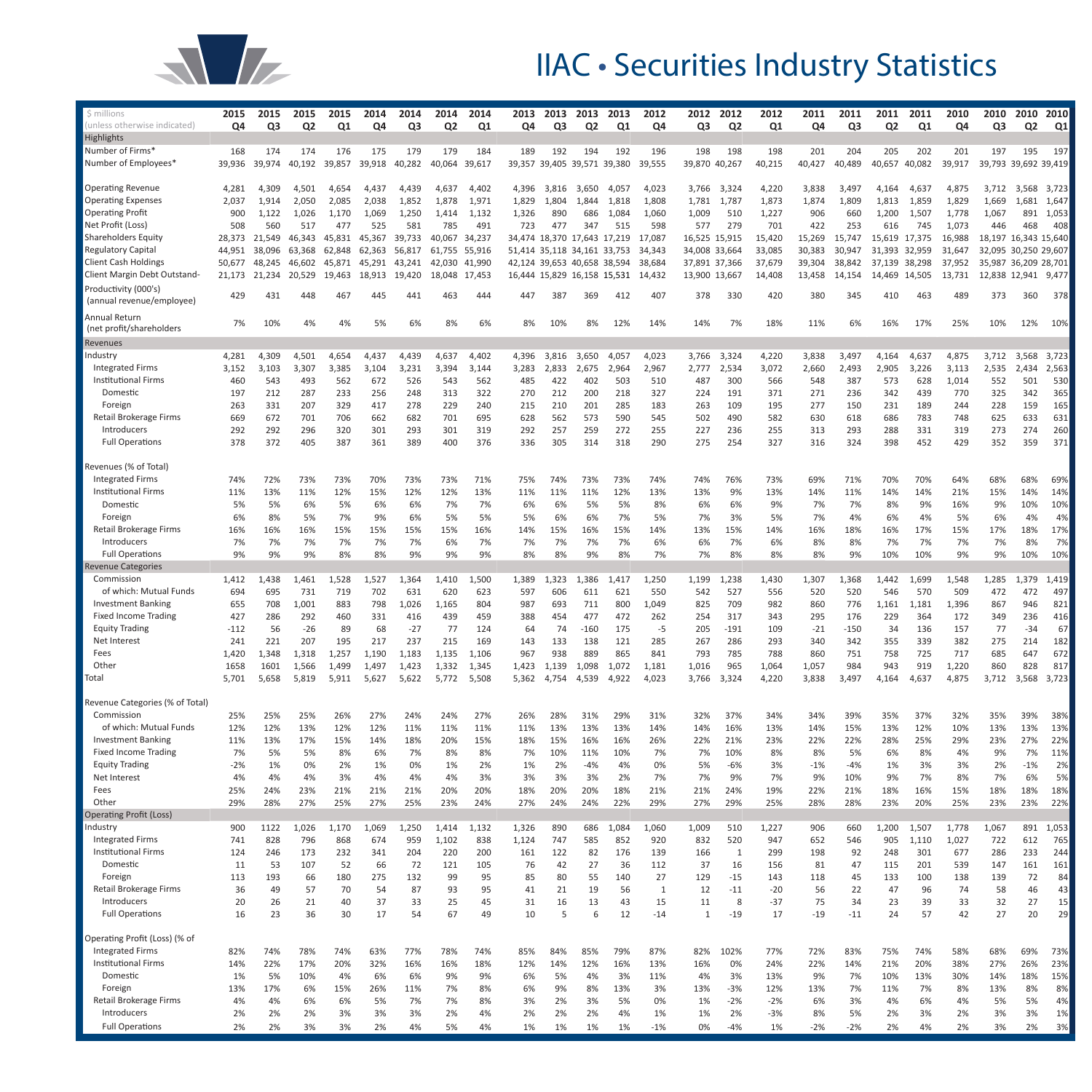# IIAC • Securities Industry Statistics

| $ millions (unless otherwise indicated) | 2015 Q4 | 2015 Q3 | 2015 Q2 | 2015 Q1 | 2014 Q4 | 2014 Q3 | 2014 Q2 | 2014 Q1 | 2013 Q4 | 2013 Q3 | 2013 Q2 | 2013 Q1 | 2012 Q4 | 2012 Q3 | 2012 Q2 | 2012 Q1 | 2011 Q4 | 2011 Q3 | 2011 Q2 | 2011 Q1 | 2010 Q4 | 2010 Q3 | 2010 Q2 | 2010 Q1 |
|---|---|---|---|---|---|---|---|---|---|---|---|---|---|---|---|---|---|---|---|---|---|---|---|---|
| **Highlights** | | | | | | | | | | | | | | | | | | | | | | | | |
| Number of Firms* | 168 | 174 | 174 | 176 | 175 | 179 | 179 | 184 | 189 | 192 | 194 | 192 | 196 | 198 | 198 | 198 | 201 | 204 | 205 | 202 | 201 | 197 | 195 | 197 |
| Number of Employees* | 39,936 | 39,974 | 40,192 | 39,857 | 39,918 | 40,282 | 40,064 | 39,617 | 39,357 | 39,405 | 39,571 | 39,380 | 39,555 | 39,870 | 40,267 | 40,215 | 40,427 | 40,489 | 40,657 | 40,082 | 39,917 | 39,793 | 39,692 | 39,419 |
| Operating Revenue | 4,281 | 4,309 | 4,501 | 4,654 | 4,437 | 4,439 | 4,637 | 4,402 | 4,396 | 3,816 | 3,650 | 4,057 | 4,023 | 3,766 | 3,324 | 4,220 | 3,838 | 3,497 | 4,164 | 4,637 | 4,875 | 3,712 | 3,568 | 3,723 |
| Operating Expenses | 2,037 | 1,914 | 2,050 | 2,085 | 2,038 | 1,852 | 1,878 | 1,971 | 1,829 | 1,804 | 1,844 | 1,818 | 1,808 | 1,781 | 1,787 | 1,873 | 1,874 | 1,809 | 1,813 | 1,859 | 1,829 | 1,669 | 1,681 | 1,647 |
| Operating Profit | 900 | 1,122 | 1,026 | 1,170 | 1,069 | 1,250 | 1,414 | 1,132 | 1,326 | 890 | 686 | 1,084 | 1,060 | 1,009 | 510 | 1,227 | 906 | 660 | 1,200 | 1,507 | 1,778 | 1,067 | 891 | 1,053 |
| Net Profit (Loss) | 508 | 560 | 517 | 477 | 525 | 581 | 785 | 491 | 723 | 477 | 347 | 515 | 598 | 577 | 279 | 701 | 422 | 253 | 616 | 745 | 1,073 | 446 | 468 | 408 |
| Shareholders Equity | 28,373 | 21,549 | 46,343 | 45,831 | 45,367 | 39,733 | 40,067 | 34,237 | 34,474 | 18,370 | 17,643 | 17,219 | 17,087 | 16,525 | 15,915 | 15,420 | 15,269 | 15,747 | 15,619 | 17,375 | 16,988 | 18,197 | 16,343 | 15,640 |
| Regulatory Capital | 44,951 | 38,096 | 63,368 | 62,848 | 62,363 | 56,817 | 61,755 | 55,916 | 51,414 | 35,118 | 34,161 | 33,753 | 34,343 | 34,008 | 33,664 | 33,085 | 30,383 | 30,947 | 31,393 | 32,959 | 31,647 | 32,095 | 30,250 | 29,607 |
| Client Cash Holdings | 50,677 | 48,245 | 46,602 | 45,871 | 45,291 | 43,241 | 42,030 | 41,990 | 42,124 | 39,653 | 40,658 | 38,594 | 38,684 | 37,891 | 37,366 | 37,679 | 39,304 | 38,842 | 37,139 | 38,298 | 37,952 | 35,987 | 36,209 | 28,701 |
| Client Margin Debt Outstand- | 21,173 | 21,234 | 20,529 | 19,463 | 18,913 | 19,420 | 18,048 | 17,453 | 16,444 | 15,829 | 16,158 | 15,531 | 14,432 | 13,900 | 13,667 | 14,408 | 13,458 | 14,154 | 14,469 | 14,505 | 13,731 | 12,838 | 12,941 | 9,477 |
| Productivity (000's) (annual revenue/employee) | 429 | 431 | 448 | 467 | 445 | 441 | 463 | 444 | 447 | 387 | 369 | 412 | 407 | 378 | 330 | 420 | 380 | 345 | 410 | 463 | 489 | 373 | 360 | 378 |
| Annual Return (net profit/shareholders | 7% | 10% | 4% | 4% | 5% | 6% | 8% | 6% | 8% | 10% | 8% | 12% | 14% | 14% | 7% | 18% | 11% | 6% | 16% | 17% | 25% | 10% | 12% | 10% |
| **Revenues** | | | | | | | | | | | | | | | | | | | | | | | | |
| Industry | 4,281 | 4,309 | 4,501 | 4,654 | 4,437 | 4,439 | 4,637 | 4,402 | 4,396 | 3,816 | 3,650 | 4,057 | 4,023 | 3,766 | 3,324 | 4,220 | 3,838 | 3,497 | 4,164 | 4,637 | 4,875 | 3,712 | 3,568 | 3,723 |
| Integrated Firms | 3,152 | 3,103 | 3,307 | 3,385 | 3,104 | 3,231 | 3,394 | 3,144 | 3,283 | 2,833 | 2,675 | 2,964 | 2,967 | 2,777 | 2,534 | 3,072 | 2,660 | 2,493 | 2,905 | 3,226 | 3,113 | 2,535 | 2,434 | 2,563 |
| Institutional Firms | 460 | 543 | 493 | 562 | 672 | 526 | 543 | 562 | 485 | 422 | 402 | 503 | 510 | 487 | 300 | 566 | 548 | 387 | 573 | 628 | 1,014 | 552 | 501 | 530 |
| Domestic | 197 | 212 | 287 | 233 | 256 | 248 | 313 | 322 | 270 | 212 | 200 | 218 | 327 | 224 | 191 | 371 | 271 | 236 | 342 | 439 | 770 | 325 | 342 | 365 |
| Foreign | 263 | 331 | 207 | 329 | 417 | 278 | 229 | 240 | 215 | 210 | 201 | 285 | 183 | 263 | 109 | 195 | 277 | 150 | 231 | 189 | 244 | 228 | 159 | 165 |
| Retail Brokerage Firms | 669 | 672 | 701 | 706 | 662 | 682 | 701 | 695 | 628 | 562 | 573 | 590 | 545 | 502 | 490 | 582 | 630 | 618 | 686 | 783 | 748 | 625 | 633 | 631 |
| Introducers | 292 | 292 | 296 | 320 | 301 | 293 | 301 | 319 | 292 | 257 | 259 | 272 | 255 | 227 | 236 | 255 | 313 | 293 | 288 | 331 | 319 | 273 | 274 | 260 |
| Full Operations | 378 | 372 | 405 | 387 | 361 | 389 | 400 | 376 | 336 | 305 | 314 | 318 | 290 | 275 | 254 | 327 | 316 | 324 | 398 | 452 | 429 | 352 | 359 | 371 |
| Revenues (% of Total) | | | | | | | | | | | | | | | | | | | | | | | | |
| Integrated Firms | 74% | 72% | 73% | 73% | 70% | 73% | 73% | 71% | 75% | 74% | 73% | 73% | 74% | 74% | 76% | 73% | 69% | 71% | 70% | 70% | 64% | 68% | 68% | 69% |
| Institutional Firms | 11% | 13% | 11% | 12% | 15% | 12% | 12% | 13% | 11% | 11% | 11% | 12% | 13% | 13% | 9% | 13% | 14% | 11% | 14% | 14% | 21% | 15% | 14% | 14% |
| Domestic | 5% | 5% | 6% | 5% | 6% | 6% | 7% | 7% | 6% | 6% | 5% | 5% | 8% | 6% | 6% | 9% | 7% | 7% | 8% | 9% | 16% | 9% | 10% | 10% |
| Foreign | 6% | 8% | 5% | 7% | 9% | 6% | 5% | 5% | 5% | 6% | 6% | 7% | 5% | 7% | 3% | 5% | 7% | 4% | 6% | 4% | 5% | 6% | 4% | 4% |
| Retail Brokerage Firms | 16% | 16% | 16% | 15% | 15% | 15% | 15% | 16% | 14% | 15% | 16% | 15% | 14% | 13% | 15% | 14% | 16% | 18% | 16% | 17% | 15% | 17% | 18% | 17% |
| Introducers | 7% | 7% | 7% | 7% | 7% | 7% | 6% | 7% | 7% | 7% | 7% | 7% | 6% | 6% | 7% | 6% | 8% | 8% | 7% | 7% | 7% | 7% | 8% | 7% |
| Full Operations | 9% | 9% | 9% | 8% | 8% | 9% | 9% | 9% | 8% | 8% | 9% | 8% | 7% | 7% | 8% | 8% | 8% | 9% | 10% | 10% | 9% | 9% | 10% | 10% |
| **Revenue Categories** | | | | | | | | | | | | | | | | | | | | | | | | |
| Commission | 1,412 | 1,438 | 1,461 | 1,528 | 1,527 | 1,364 | 1,410 | 1,500 | 1,389 | 1,323 | 1,386 | 1,417 | 1,250 | 1,199 | 1,238 | 1,430 | 1,307 | 1,368 | 1,442 | 1,699 | 1,548 | 1,285 | 1,379 | 1,419 |
| of which: Mutual Funds | 694 | 695 | 731 | 719 | 702 | 631 | 620 | 623 | 597 | 606 | 611 | 621 | 550 | 542 | 527 | 556 | 520 | 520 | 546 | 570 | 509 | 472 | 472 | 497 |
| Investment Banking | 655 | 708 | 1,001 | 883 | 798 | 1,026 | 1,165 | 804 | 987 | 693 | 711 | 800 | 1,049 | 825 | 709 | 982 | 860 | 776 | 1,161 | 1,181 | 1,396 | 867 | 946 | 821 |
| Fixed Income Trading | 427 | 286 | 292 | 460 | 331 | 416 | 439 | 459 | 388 | 454 | 477 | 472 | 262 | 254 | 317 | 343 | 295 | 176 | 229 | 364 | 172 | 349 | 236 | 416 |
| Equity Trading | -112 | 56 | -26 | 89 | 68 | -27 | 77 | 124 | 64 | 74 | -160 | 175 | -5 | 205 | -191 | 109 | -21 | -150 | 34 | 136 | 157 | 77 | -34 | 67 |
| Net Interest | 241 | 221 | 207 | 195 | 217 | 237 | 215 | 169 | 143 | 133 | 138 | 121 | 285 | 267 | 286 | 293 | 340 | 342 | 355 | 339 | 382 | 275 | 214 | 182 |
| Fees | 1,420 | 1,348 | 1,318 | 1,257 | 1,190 | 1,183 | 1,135 | 1,106 | 967 | 938 | 889 | 865 | 841 | 793 | 785 | 788 | 860 | 751 | 758 | 725 | 717 | 685 | 647 | 672 |
| Other | 1658 | 1601 | 1,566 | 1,499 | 1,497 | 1,423 | 1,332 | 1,345 | 1,423 | 1,139 | 1,098 | 1,072 | 1,181 | 1,016 | 965 | 1,064 | 1,057 | 984 | 943 | 919 | 1,220 | 860 | 828 | 817 |
| Total | 5,701 | 5,658 | 5,819 | 5,911 | 5,627 | 5,622 | 5,772 | 5,508 | 5,362 | 4,754 | 4,539 | 4,922 | 4,023 | 3,766 | 3,324 | 4,220 | 3,838 | 3,497 | 4,164 | 4,637 | 4,875 | 3,712 | 3,568 | 3,723 |
| Revenue Categories (% of Total) | | | | | | | | | | | | | | | | | | | | | | | | |
| Commission | 25% | 25% | 25% | 26% | 27% | 24% | 24% | 27% | 26% | 28% | 31% | 29% | 31% | 32% | 37% | 34% | 34% | 39% | 35% | 37% | 32% | 35% | 39% | 38% |
| of which: Mutual Funds | 12% | 12% | 13% | 12% | 12% | 11% | 11% | 11% | 11% | 13% | 13% | 13% | 14% | 14% | 16% | 13% | 14% | 15% | 13% | 12% | 10% | 13% | 13% | 13% |
| Investment Banking | 11% | 13% | 17% | 15% | 14% | 18% | 20% | 15% | 18% | 15% | 16% | 16% | 26% | 22% | 21% | 23% | 22% | 22% | 28% | 25% | 29% | 23% | 27% | 22% |
| Fixed Income Trading | 7% | 5% | 5% | 8% | 6% | 7% | 8% | 8% | 7% | 10% | 11% | 10% | 7% | 7% | 10% | 8% | 8% | 5% | 6% | 8% | 4% | 9% | 7% | 11% |
| Equity Trading | -2% | 1% | 0% | 2% | 1% | 0% | 1% | 2% | 1% | 2% | -4% | 4% | 0% | 5% | -6% | 3% | -1% | -4% | 1% | 3% | 3% | 2% | -1% | 2% |
| Net Interest | 4% | 4% | 4% | 3% | 4% | 4% | 4% | 3% | 3% | 3% | 3% | 2% | 7% | 7% | 9% | 7% | 9% | 10% | 9% | 7% | 8% | 7% | 6% | 5% |
| Fees | 25% | 24% | 23% | 21% | 21% | 21% | 20% | 20% | 18% | 20% | 20% | 18% | 21% | 21% | 24% | 19% | 22% | 21% | 18% | 16% | 15% | 18% | 18% | 18% |
| Other | 29% | 28% | 27% | 25% | 27% | 25% | 23% | 24% | 27% | 24% | 24% | 22% | 29% | 27% | 29% | 25% | 28% | 28% | 23% | 20% | 25% | 23% | 23% | 22% |
| **Operating Profit (Loss)** | | | | | | | | | | | | | | | | | | | | | | | | |
| Industry | 900 | 1122 | 1,026 | 1,170 | 1,069 | 1,250 | 1,414 | 1,132 | 1,326 | 890 | 686 | 1,084 | 1,060 | 1,009 | 510 | 1,227 | 906 | 660 | 1,200 | 1,507 | 1,778 | 1,067 | 891 | 1,053 |
| Integrated Firms | 741 | 828 | 796 | 868 | 674 | 959 | 1,102 | 838 | 1,124 | 747 | 585 | 852 | 920 | 832 | 520 | 947 | 652 | 546 | 905 | 1,110 | 1,027 | 722 | 612 | 765 |
| Institutional Firms | 124 | 246 | 173 | 232 | 341 | 204 | 220 | 200 | 161 | 122 | 82 | 176 | 139 | 166 | 1 | 299 | 198 | 92 | 248 | 301 | 677 | 286 | 233 | 244 |
| Domestic | 11 | 53 | 107 | 52 | 66 | 72 | 121 | 105 | 76 | 42 | 27 | 36 | 112 | 37 | 16 | 156 | 81 | 47 | 115 | 201 | 539 | 147 | 161 | 161 |
| Foreign | 113 | 193 | 66 | 180 | 275 | 132 | 99 | 95 | 85 | 80 | 55 | 140 | 27 | 129 | -15 | 143 | 118 | 45 | 133 | 100 | 138 | 139 | 72 | 84 |
| Retail Brokerage Firms | 36 | 49 | 57 | 70 | 54 | 87 | 93 | 95 | 41 | 21 | 19 | 56 | 1 | 12 | -11 | -20 | 56 | 22 | 47 | 96 | 74 | 58 | 46 | 43 |
| Introducers | 20 | 26 | 21 | 40 | 37 | 33 | 25 | 45 | 31 | 16 | 13 | 43 | 15 | 11 | 8 | -37 | 75 | 34 | 23 | 39 | 33 | 32 | 27 | 15 |
| Full Operations | 16 | 23 | 36 | 30 | 17 | 54 | 67 | 49 | 10 | 5 | 6 | 12 | -14 | 1 | -19 | 17 | -19 | -11 | 24 | 57 | 42 | 27 | 20 | 29 |
| Operating Profit (Loss) (% of | | | | | | | | | | | | | | | | | | | | | | | | |
| Integrated Firms | 82% | 74% | 78% | 74% | 63% | 77% | 78% | 74% | 85% | 84% | 85% | 79% | 87% | 82% | 102% | 77% | 72% | 83% | 75% | 74% | 58% | 68% | 69% | 73% |
| Institutional Firms | 14% | 22% | 17% | 20% | 32% | 16% | 16% | 18% | 12% | 14% | 12% | 16% | 13% | 16% | 0% | 24% | 22% | 14% | 21% | 20% | 38% | 27% | 26% | 23% |
| Domestic | 1% | 5% | 10% | 4% | 6% | 6% | 9% | 9% | 6% | 5% | 4% | 3% | 11% | 4% | 3% | 13% | 9% | 7% | 10% | 13% | 30% | 14% | 18% | 15% |
| Foreign | 13% | 17% | 6% | 15% | 26% | 11% | 7% | 8% | 6% | 9% | 8% | 13% | 3% | 13% | -3% | 12% | 13% | 7% | 11% | 7% | 8% | 13% | 8% | 8% |
| Retail Brokerage Firms | 4% | 4% | 6% | 6% | 5% | 7% | 7% | 8% | 3% | 2% | 3% | 5% | 0% | 1% | -2% | -2% | 6% | 3% | 4% | 6% | 4% | 5% | 5% | 4% |
| Introducers | 2% | 2% | 2% | 3% | 3% | 3% | 2% | 4% | 2% | 2% | 2% | 4% | 1% | 1% | 2% | -3% | 8% | 5% | 2% | 3% | 2% | 3% | 3% | 1% |
| Full Operations | 2% | 2% | 3% | 3% | 2% | 4% | 5% | 4% | 1% | 1% | 1% | 1% | -1% | 0% | -4% | 1% | -2% | -2% | 2% | 4% | 2% | 3% | 2% | 3% |